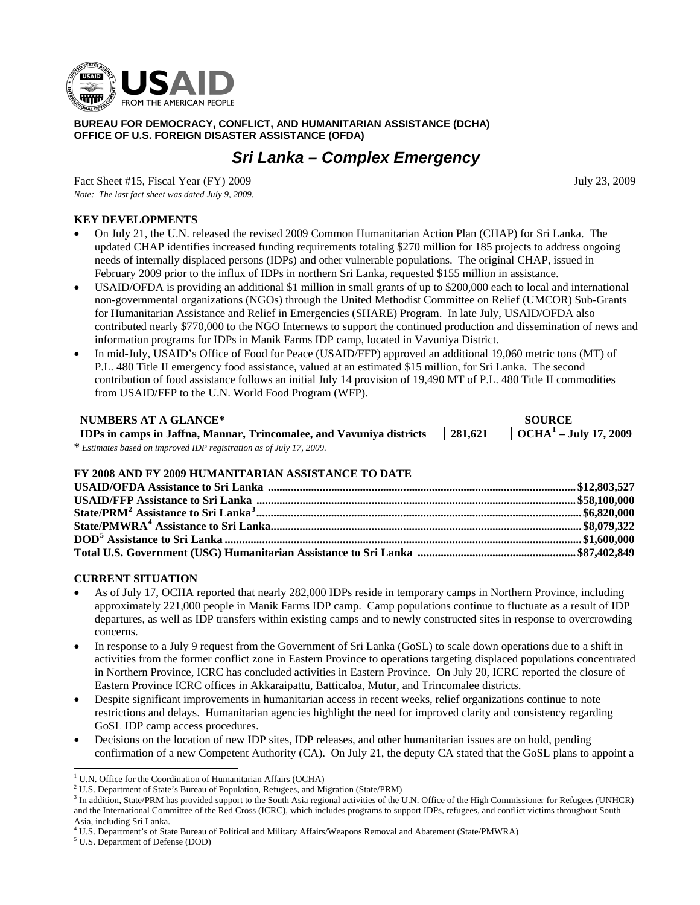**BUREAU FOR DEMOCRACY, CONFLICT, AND HUMANITARIAN ASSISTANCE (DCHA)**
**OFFICE OF U.S. FOREIGN DISASTER ASSISTANCE (OFDA)**

# *Sri Lanka – Complex Emergency*

Fact Sheet #15, Fiscal Year (FY) 2009 July 23, 2009

*Note: The last fact sheet was dated July 9, 2009.*

## KEY DEVELOPMENTS

- On July 21, the U.N. released the revised 2009 Common Humanitarian Action Plan (CHAP) for Sri Lanka. The updated CHAP identifies increased funding requirements totaling $270 million for 185 projects to address ongoing needs of internally displaced persons (IDPs) and other vulnerable populations. The original CHAP, issued in February 2009 prior to the influx of IDPs in northern Sri Lanka, requested $155 million in assistance.
- USAID/OFDA is providing an additional $1 million in small grants of up to $200,000 each to local and international non-governmental organizations (NGOs) through the United Methodist Committee on Relief (UMCOR) Sub-Grants for Humanitarian Assistance and Relief in Emergencies (SHARE) Program. In late July, USAID/OFDA also contributed nearly $770,000 to the NGO Internews to support the continued production and dissemination of news and information programs for IDPs in Manik Farms IDP camp, located in Vavuniya District.
- In mid-July, USAID's Office of Food for Peace (USAID/FFP) approved an additional 19,060 metric tons (MT) of P.L. 480 Title II emergency food assistance, valued at an estimated $15 million, for Sri Lanka. The second contribution of food assistance follows an initial July 14 provision of 19,490 MT of P.L. 480 Title II commodities from USAID/FFP to the U.N. World Food Program (WFP).

| NUMBERS AT A GLANCE* | | SOURCE |
|---|---|---|
| IDPs in camps in Jaffna, Mannar, Trincomalee, and Vavuniya districts | 281,621 | OCHA[1] – July 17, 2009 |

* *Estimates based on improved IDP registration as of July 17, 2009.*

## FY 2008 AND FY 2009 HUMANITARIAN ASSISTANCE TO DATE

| | |
|---|---|
| **USAID/OFDA Assistance to Sri Lanka** | **$12,803,527** |
| **USAID/FFP Assistance to Sri Lanka** | **$58,100,000** |
| **State/PRM[2] Assistance to Sri Lanka[3]** | **$6,820,000** |
| **State/PMWRA[4] Assistance to Sri Lanka** | **$8,079,322** |
| **DOD[5] Assistance to Sri Lanka** | **$1,600,000** |
| **Total U.S. Government (USG) Humanitarian Assistance to Sri Lanka** | **$87,402,849** |

## CURRENT SITUATION

- As of July 17, OCHA reported that nearly 282,000 IDPs reside in temporary camps in Northern Province, including approximately 221,000 people in Manik Farms IDP camp. Camp populations continue to fluctuate as a result of IDP departures, as well as IDP transfers within existing camps and to newly constructed sites in response to overcrowding concerns.
- In response to a July 9 request from the Government of Sri Lanka (GoSL) to scale down operations due to a shift in activities from the former conflict zone in Eastern Province to operations targeting displaced populations concentrated in Northern Province, ICRC has concluded activities in Eastern Province. On July 20, ICRC reported the closure of Eastern Province ICRC offices in Akkaraipattu, Batticaloa, Mutur, and Trincomalee districts.
- Despite significant improvements in humanitarian access in recent weeks, relief organizations continue to note restrictions and delays. Humanitarian agencies highlight the need for improved clarity and consistency regarding GoSL IDP camp access procedures.
- Decisions on the location of new IDP sites, IDP releases, and other humanitarian issues are on hold, pending confirmation of a new Competent Authority (CA). On July 21, the deputy CA stated that the GoSL plans to appoint a

---

[1] U.N. Office for the Coordination of Humanitarian Affairs (OCHA)

[2] U.S. Department of State's Bureau of Population, Refugees, and Migration (State/PRM)

[3] In addition, State/PRM has provided support to the South Asia regional activities of the U.N. Office of the High Commissioner for Refugees (UNHCR) and the International Committee of the Red Cross (ICRC), which includes programs to support IDPs, refugees, and conflict victims throughout South Asia, including Sri Lanka.

[4] U.S. Department's of State Bureau of Political and Military Affairs/Weapons Removal and Abatement (State/PMWRA)

[5] U.S. Department of Defense (DOD)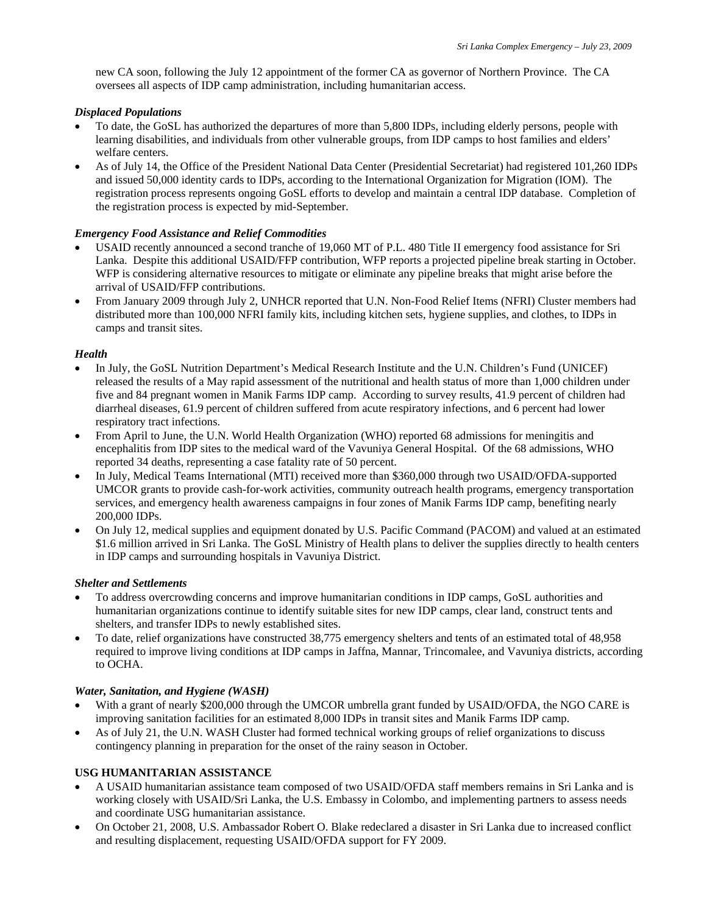new CA soon, following the July 12 appointment of the former CA as governor of Northern Province. The CA oversees all aspects of IDP camp administration, including humanitarian access.

### *Displaced Populations*

- To date, the GoSL has authorized the departures of more than 5,800 IDPs, including elderly persons, people with learning disabilities, and individuals from other vulnerable groups, from IDP camps to host families and elders' welfare centers.
- As of July 14, the Office of the President National Data Center (Presidential Secretariat) had registered 101,260 IDPs and issued 50,000 identity cards to IDPs, according to the International Organization for Migration (IOM). The registration process represents ongoing GoSL efforts to develop and maintain a central IDP database. Completion of the registration process is expected by mid-September.

### *Emergency Food Assistance and Relief Commodities*

- USAID recently announced a second tranche of 19,060 MT of P.L. 480 Title II emergency food assistance for Sri Lanka. Despite this additional USAID/FFP contribution, WFP reports a projected pipeline break starting in October. WFP is considering alternative resources to mitigate or eliminate any pipeline breaks that might arise before the arrival of USAID/FFP contributions.
- From January 2009 through July 2, UNHCR reported that U.N. Non-Food Relief Items (NFRI) Cluster members had distributed more than 100,000 NFRI family kits, including kitchen sets, hygiene supplies, and clothes, to IDPs in camps and transit sites.

### *Health*

- In July, the GoSL Nutrition Department's Medical Research Institute and the U.N. Children's Fund (UNICEF) released the results of a May rapid assessment of the nutritional and health status of more than 1,000 children under five and 84 pregnant women in Manik Farms IDP camp. According to survey results, 41.9 percent of children had diarrheal diseases, 61.9 percent of children suffered from acute respiratory infections, and 6 percent had lower respiratory tract infections.
- From April to June, the U.N. World Health Organization (WHO) reported 68 admissions for meningitis and encephalitis from IDP sites to the medical ward of the Vavuniya General Hospital. Of the 68 admissions, WHO reported 34 deaths, representing a case fatality rate of 50 percent.
- In July, Medical Teams International (MTI) received more than $360,000 through two USAID/OFDA-supported UMCOR grants to provide cash-for-work activities, community outreach health programs, emergency transportation services, and emergency health awareness campaigns in four zones of Manik Farms IDP camp, benefiting nearly 200,000 IDPs.
- On July 12, medical supplies and equipment donated by U.S. Pacific Command (PACOM) and valued at an estimated $1.6 million arrived in Sri Lanka. The GoSL Ministry of Health plans to deliver the supplies directly to health centers in IDP camps and surrounding hospitals in Vavuniya District.

### *Shelter and Settlements*

- To address overcrowding concerns and improve humanitarian conditions in IDP camps, GoSL authorities and humanitarian organizations continue to identify suitable sites for new IDP camps, clear land, construct tents and shelters, and transfer IDPs to newly established sites.
- To date, relief organizations have constructed 38,775 emergency shelters and tents of an estimated total of 48,958 required to improve living conditions at IDP camps in Jaffna, Mannar, Trincomalee, and Vavuniya districts, according to OCHA.

### *Water, Sanitation, and Hygiene (WASH)*

- With a grant of nearly $200,000 through the UMCOR umbrella grant funded by USAID/OFDA, the NGO CARE is improving sanitation facilities for an estimated 8,000 IDPs in transit sites and Manik Farms IDP camp.
- As of July 21, the U.N. WASH Cluster had formed technical working groups of relief organizations to discuss contingency planning in preparation for the onset of the rainy season in October.

## USG HUMANITARIAN ASSISTANCE

- A USAID humanitarian assistance team composed of two USAID/OFDA staff members remains in Sri Lanka and is working closely with USAID/Sri Lanka, the U.S. Embassy in Colombo, and implementing partners to assess needs and coordinate USG humanitarian assistance.
- On October 21, 2008, U.S. Ambassador Robert O. Blake redeclared a disaster in Sri Lanka due to increased conflict and resulting displacement, requesting USAID/OFDA support for FY 2009.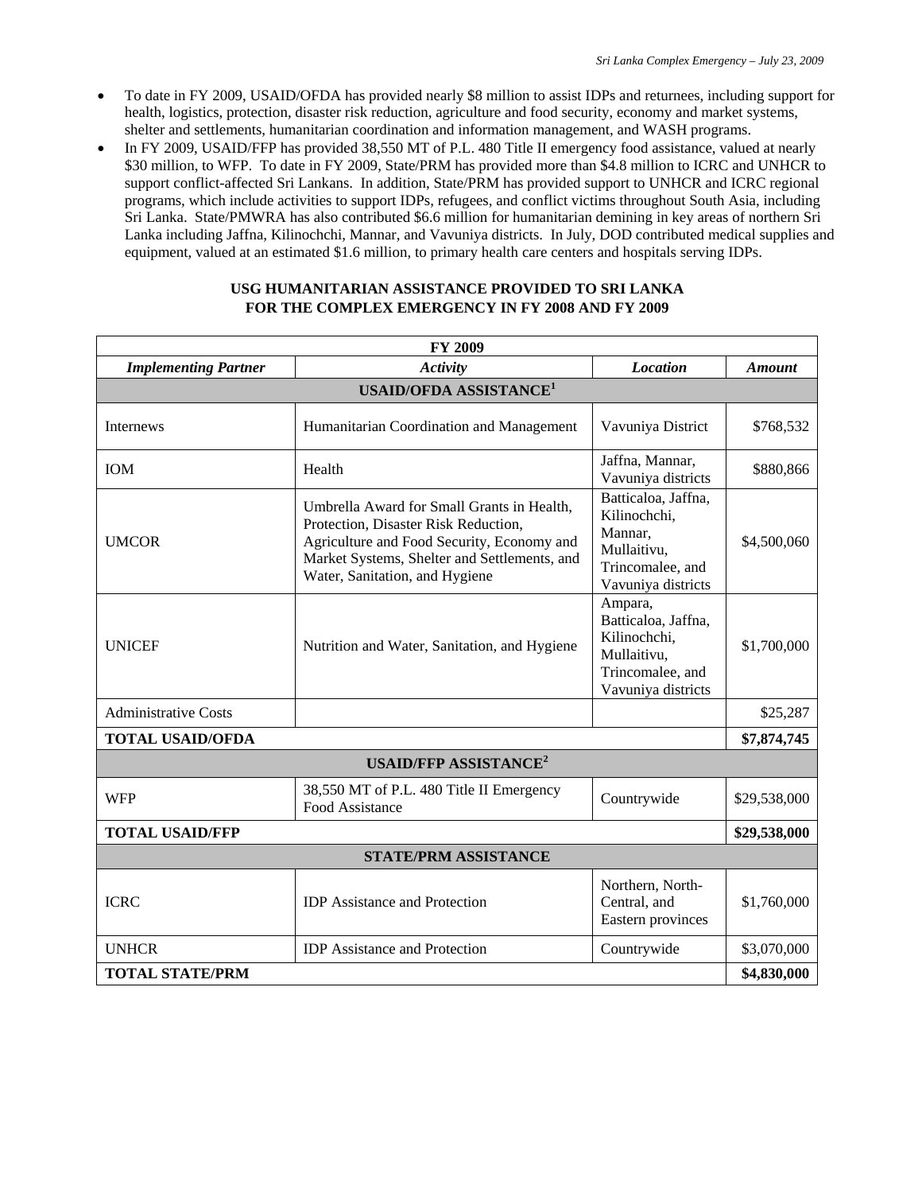- To date in FY 2009, USAID/OFDA has provided nearly $8 million to assist IDPs and returnees, including support for health, logistics, protection, disaster risk reduction, agriculture and food security, economy and market systems, shelter and settlements, humanitarian coordination and information management, and WASH programs.
- In FY 2009, USAID/FFP has provided 38,550 MT of P.L. 480 Title II emergency food assistance, valued at nearly $30 million, to WFP. To date in FY 2009, State/PRM has provided more than $4.8 million to ICRC and UNHCR to support conflict-affected Sri Lankans. In addition, State/PRM has provided support to UNHCR and ICRC regional programs, which include activities to support IDPs, refugees, and conflict victims throughout South Asia, including Sri Lanka. State/PMWRA has also contributed $6.6 million for humanitarian demining in key areas of northern Sri Lanka including Jaffna, Kilinochchi, Mannar, and Vavuniya districts. In July, DOD contributed medical supplies and equipment, valued at an estimated $1.6 million, to primary health care centers and hospitals serving IDPs.

**USG HUMANITARIAN ASSISTANCE PROVIDED TO SRI LANKA FOR THE COMPLEX EMERGENCY IN FY 2008 AND FY 2009**

| **FY 2009** | | | |
|---|---|---|---|
| ***Implementing Partner*** | ***Activity*** | ***Location*** | ***Amount*** |
| **USAID/OFDA ASSISTANCE[1]** | | | |
| Internews | Humanitarian Coordination and Management | Vavuniya District | $768,532 |
| IOM | Health | Jaffna, Mannar, Vavuniya districts | $880,866 |
| UMCOR | Umbrella Award for Small Grants in Health, Protection, Disaster Risk Reduction, Agriculture and Food Security, Economy and Market Systems, Shelter and Settlements, and Water, Sanitation, and Hygiene | Batticaloa, Jaffna, Kilinochchi, Mannar, Mullaitivu, Trincomalee, and Vavuniya districts | $4,500,060 |
| UNICEF | Nutrition and Water, Sanitation, and Hygiene | Ampara, Batticaloa, Jaffna, Kilinochchi, Mullaitivu, Trincomalee, and Vavuniya districts | $1,700,000 |
| Administrative Costs | | | $25,287 |
| **TOTAL USAID/OFDA** | | | **$7,874,745** |
| **USAID/FFP ASSISTANCE[2]** | | | |
| WFP | 38,550 MT of P.L. 480 Title II Emergency Food Assistance | Countrywide | $29,538,000 |
| **TOTAL USAID/FFP** | | | **$29,538,000** |
| **STATE/PRM ASSISTANCE** | | | |
| ICRC | IDP Assistance and Protection | Northern, North-Central, and Eastern provinces | $1,760,000 |
| UNHCR | IDP Assistance and Protection | Countrywide | $3,070,000 |
| **TOTAL STATE/PRM** | | | **$4,830,000** |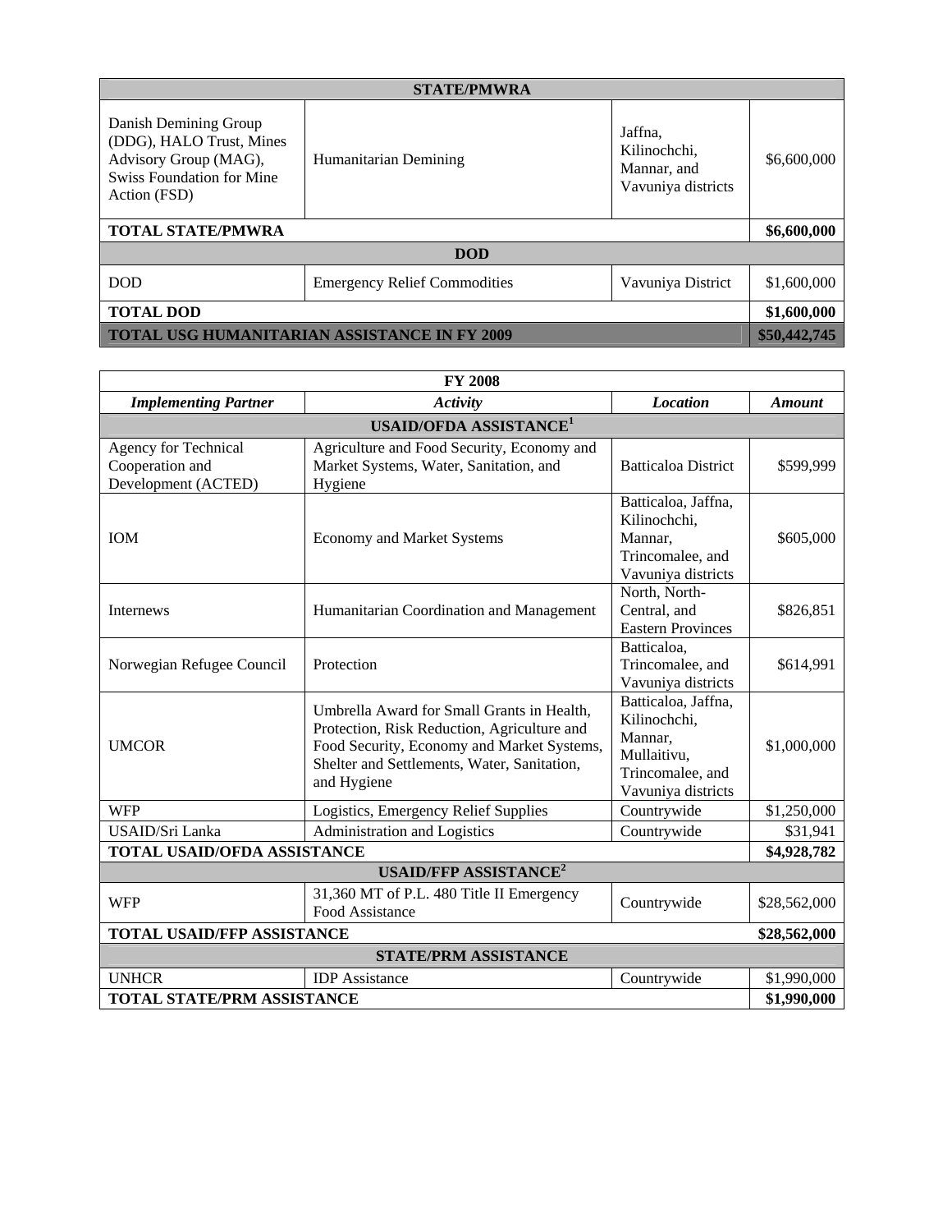| STATE/PMWRA | | | |
|---|---|---|---|
| Danish Demining Group (DDG), HALO Trust, Mines Advisory Group (MAG), Swiss Foundation for Mine Action (FSD) | Humanitarian Demining | Jaffna, Kilinochchi, Mannar, and Vavuniya districts | $6,600,000 |
| **TOTAL STATE/PMWRA** | | | **$6,600,000** |
| **DOD** | | | |
| DOD | Emergency Relief Commodities | Vavuniya District | $1,600,000 |
| **TOTAL DOD** | | | **$1,600,000** |
| **TOTAL USG HUMANITARIAN ASSISTANCE IN FY 2009** | | | **$50,442,745** |

| FY 2008 | | | |
|---|---|---|---|
| ***Implementing Partner*** | ***Activity*** | ***Location*** | ***Amount*** |
| **USAID/OFDA ASSISTANCE[1]** | | | |
| Agency for Technical Cooperation and Development (ACTED) | Agriculture and Food Security, Economy and Market Systems, Water, Sanitation, and Hygiene | Batticaloa District | $599,999 |
| IOM | Economy and Market Systems | Batticaloa, Jaffna, Kilinochchi, Mannar, Trincomalee, and Vavuniya districts | $605,000 |
| Internews | Humanitarian Coordination and Management | North, North-Central, and Eastern Provinces | $826,851 |
| Norwegian Refugee Council | Protection | Batticaloa, Trincomalee, and Vavuniya districts | $614,991 |
| UMCOR | Umbrella Award for Small Grants in Health, Protection, Risk Reduction, Agriculture and Food Security, Economy and Market Systems, Shelter and Settlements, Water, Sanitation, and Hygiene | Batticaloa, Jaffna, Kilinochchi, Mannar, Mullaitivu, Trincomalee, and Vavuniya districts | $1,000,000 |
| WFP | Logistics, Emergency Relief Supplies | Countrywide | $1,250,000 |
| USAID/Sri Lanka | Administration and Logistics | Countrywide | $31,941 |
| **TOTAL USAID/OFDA ASSISTANCE** | | | **$4,928,782** |
| **USAID/FFP ASSISTANCE[2]** | | | |
| WFP | 31,360 MT of P.L. 480 Title II Emergency Food Assistance | Countrywide | $28,562,000 |
| **TOTAL USAID/FFP ASSISTANCE** | | | **$28,562,000** |
| **STATE/PRM ASSISTANCE** | | | |
| UNHCR | IDP Assistance | Countrywide | $1,990,000 |
| **TOTAL STATE/PRM ASSISTANCE** | | | **$1,990,000** |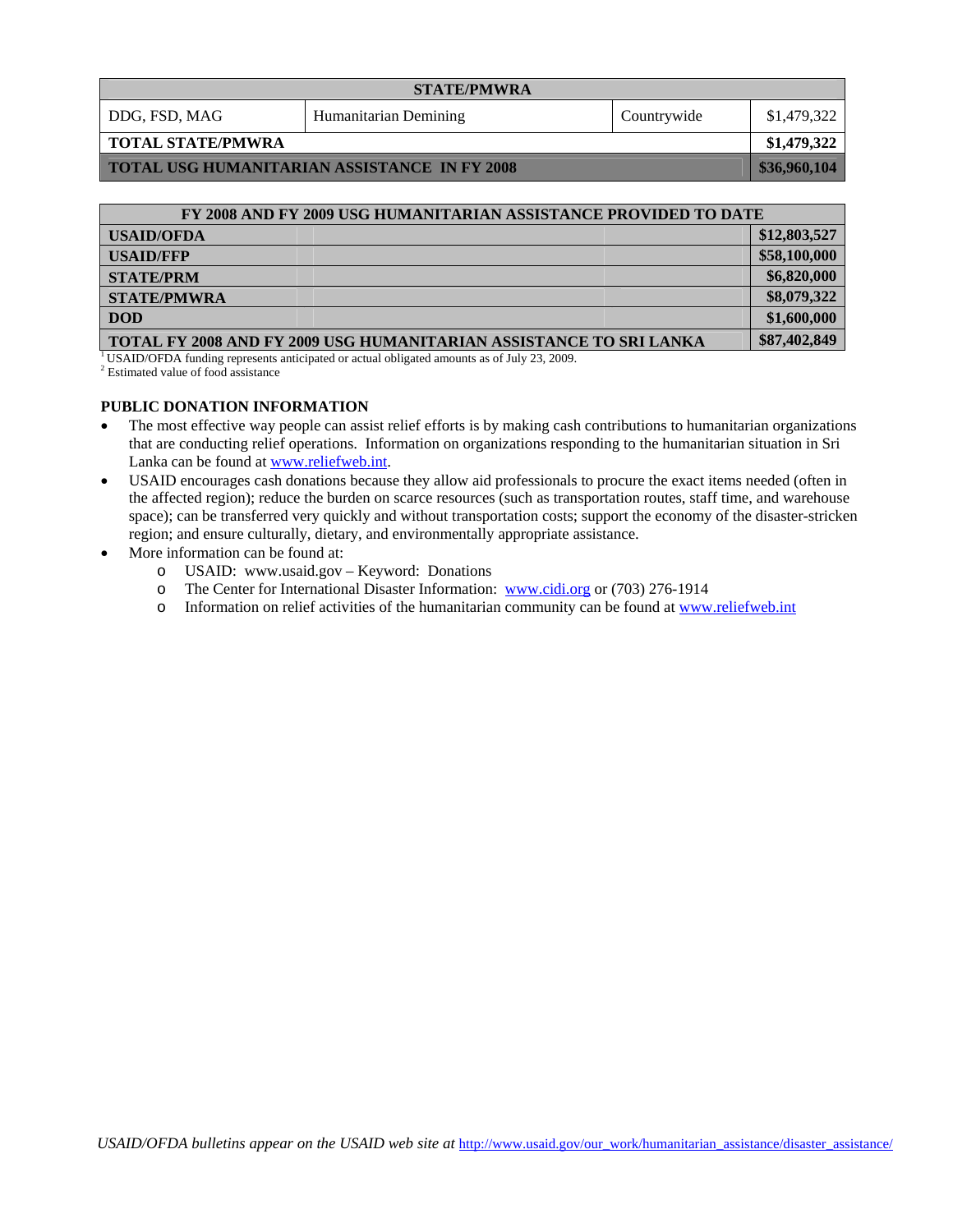| STATE/PMWRA | | | |
|---|---|---|---|
| DDG, FSD, MAG | Humanitarian Demining | Countrywide | $1,479,322 |
| **TOTAL STATE/PMWRA** | | | **$1,479,322** |
| **TOTAL USG HUMANITARIAN ASSISTANCE IN FY 2008** | | | **$36,960,104** |

| FY 2008 AND FY 2009 USG HUMANITARIAN ASSISTANCE PROVIDED TO DATE | |
|---|---|
| **USAID/OFDA** | **$12,803,527** |
| **USAID/FFP** | **$58,100,000** |
| **STATE/PRM** | **$6,820,000** |
| **STATE/PMWRA** | **$8,079,322** |
| **DOD** | **$1,600,000** |
| **TOTAL FY 2008 AND FY 2009 USG HUMANITARIAN ASSISTANCE TO SRI LANKA** | **$87,402,849** |

[1] USAID/OFDA funding represents anticipated or actual obligated amounts as of July 23, 2009.
[2] Estimated value of food assistance

**PUBLIC DONATION INFORMATION**

- The most effective way people can assist relief efforts is by making cash contributions to humanitarian organizations that are conducting relief operations. Information on organizations responding to the humanitarian situation in Sri Lanka can be found at www.reliefweb.int.
- USAID encourages cash donations because they allow aid professionals to procure the exact items needed (often in the affected region); reduce the burden on scarce resources (such as transportation routes, staff time, and warehouse space); can be transferred very quickly and without transportation costs; support the economy of the disaster-stricken region; and ensure culturally, dietary, and environmentally appropriate assistance.
- More information can be found at:
  - USAID: www.usaid.gov – Keyword: Donations
  - The Center for International Disaster Information: www.cidi.org or (703) 276-1914
  - Information on relief activities of the humanitarian community can be found at www.reliefweb.int

*USAID/OFDA bulletins appear on the USAID web site at* http://www.usaid.gov/our_work/humanitarian_assistance/disaster_assistance/